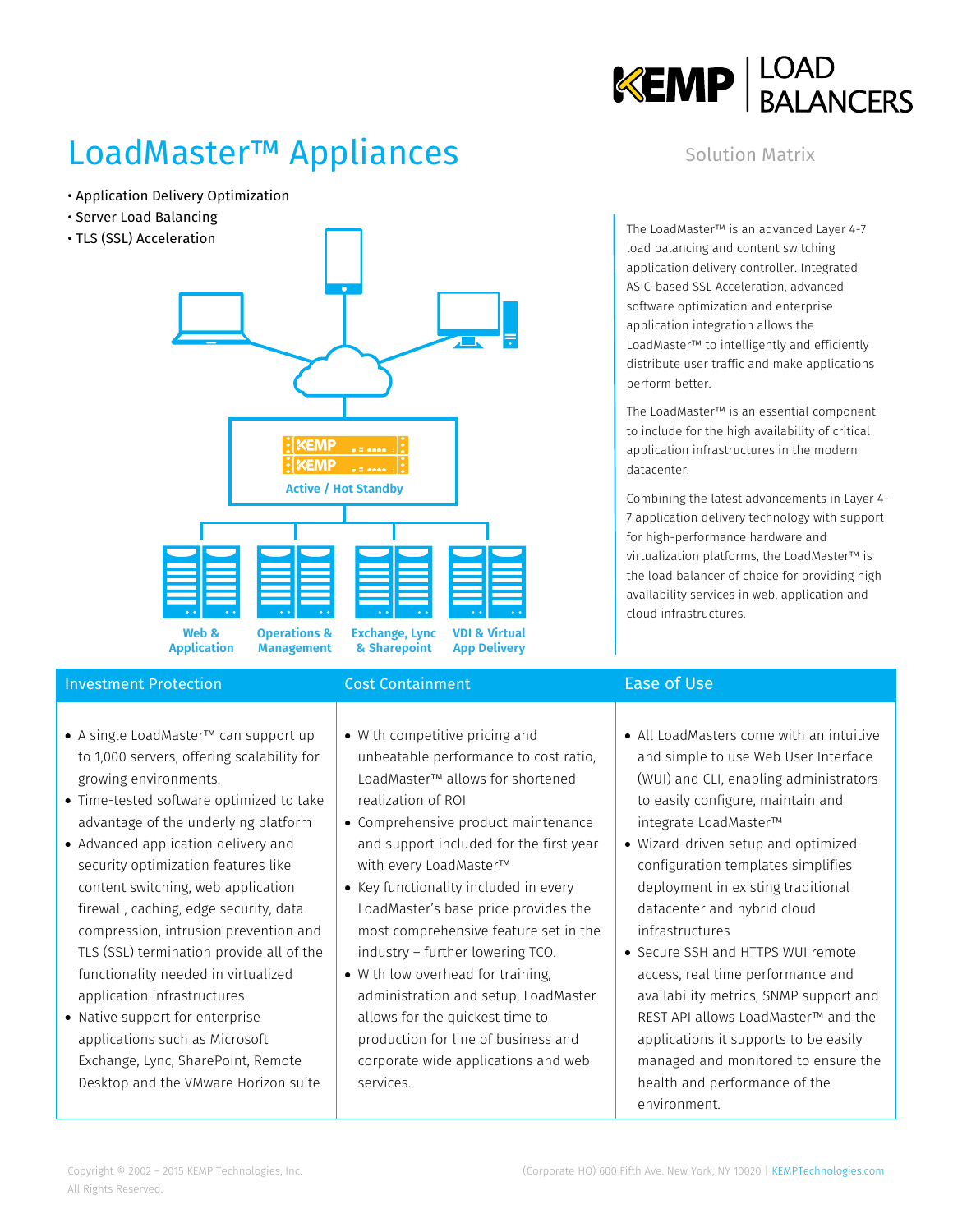# LoadMaster™ Appliances

Solution Matrix

- Application Delivery Optimization
- Server Load Balancing
- TLS (SSL) Acceleration

Active / Hot Standby

Web & Application | Operations & Management | Exchange, Lync & Sharepoint | VDI & Virtual App Delivery

The LoadMaster™ is an advanced Layer 4-7 load balancing and content switching application delivery controller. Integrated ASIC-based SSL Acceleration, advanced software optimization and enterprise application integration allows the LoadMaster™ to intelligently and efficiently distribute user traffic and make applications perform better.

The LoadMaster™ is an essential component to include for the high availability of critical application infrastructures in the modern datacenter.

Combining the latest advancements in Layer 4-7 application delivery technology with support for high-performance hardware and virtualization platforms, the LoadMaster™ is the load balancer of choice for providing high availability services in web, application and cloud infrastructures.

| Investment Protection | Cost Containment | Ease of Use |
| --- | --- | --- |
| • A single LoadMaster™ can support up to 1,000 servers, offering scalability for growing environments.<br>• Time-tested software optimized to take advantage of the underlying platform<br>• Advanced application delivery and security optimization features like content switching, web application firewall, caching, edge security, data compression, intrusion prevention and TLS (SSL) termination provide all of the functionality needed in virtualized application infrastructures<br>• Native support for enterprise applications such as Microsoft Exchange, Lync, SharePoint, Remote Desktop and the VMware Horizon suite | • With competitive pricing and unbeatable performance to cost ratio, LoadMaster™ allows for shortened realization of ROI<br>• Comprehensive product maintenance and support included for the first year with every LoadMaster™<br>• Key functionality included in every LoadMaster's base price provides the most comprehensive feature set in the industry – further lowering TCO.<br>• With low overhead for training, administration and setup, LoadMaster allows for the quickest time to production for line of business and corporate wide applications and web services. | • All LoadMasters come with an intuitive and simple to use Web User Interface (WUI) and CLI, enabling administrators to easily configure, maintain and integrate LoadMaster™<br>• Wizard-driven setup and optimized configuration templates simplifies deployment in existing traditional datacenter and hybrid cloud infrastructures<br>• Secure SSH and HTTPS WUI remote access, real time performance and availability metrics, SNMP support and REST API allows LoadMaster™ and the applications it supports to be easily managed and monitored to ensure the health and performance of the environment. |

Copyright © 2002 – 2015 KEMP Technologies, Inc.
All Rights Reserved.

(Corporate HQ) 600 Fifth Ave. New York, NY 10020 | KEMPTechnologies.com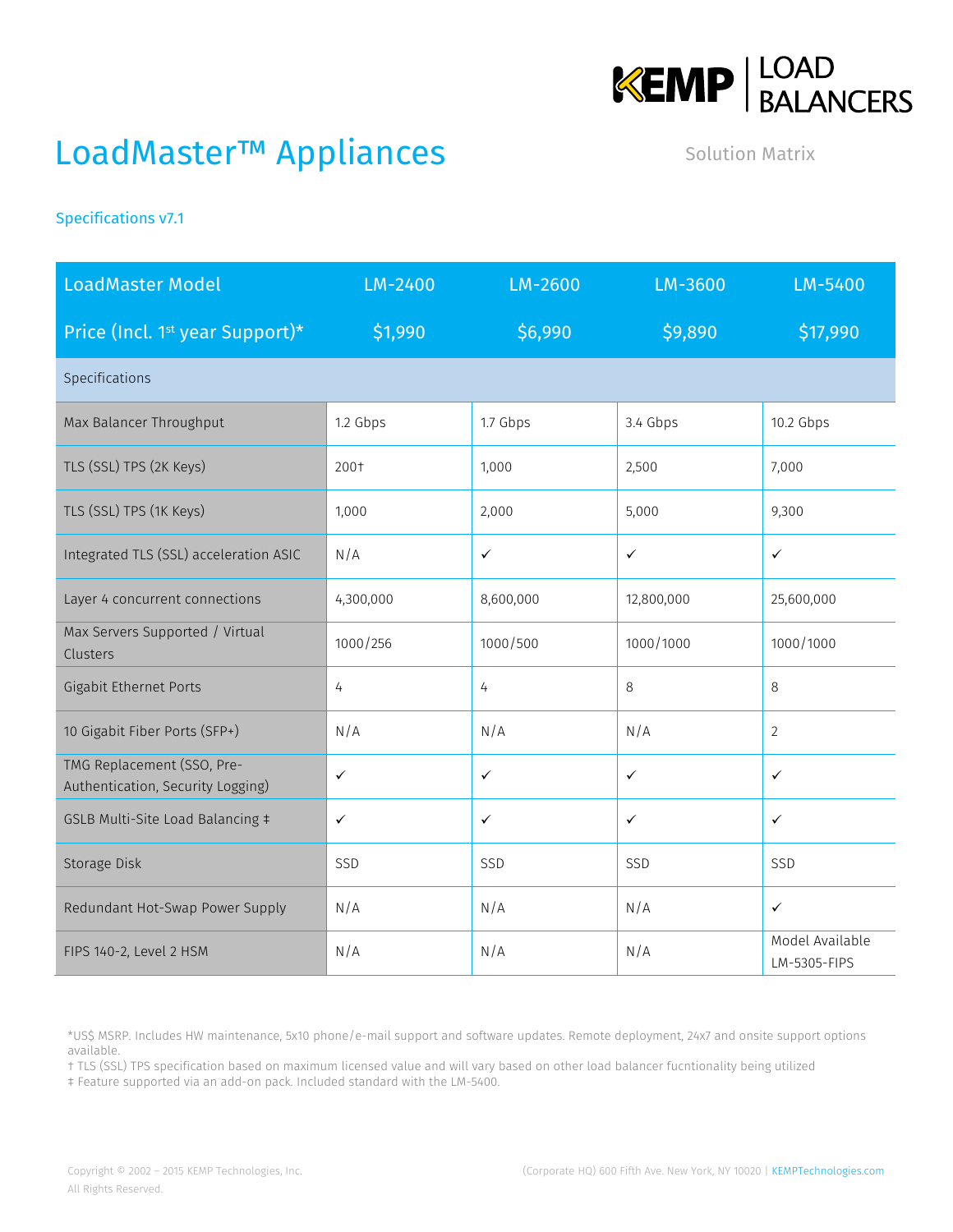KEMP | LOAD BALANCERS

# LoadMaster™ Appliances

Solution Matrix

## Specifications v7.1

| LoadMaster Model | LM-2400 | LM-2600 | LM-3600 | LM-5400 |
|---|---|---|---|---|
| Price (Incl. 1st year Support)* | $1,990 | $6,990 | $9,890 | $17,990 |
| **Specifications** | | | | |
| Max Balancer Throughput | 1.2 Gbps | 1.7 Gbps | 3.4 Gbps | 10.2 Gbps |
| TLS (SSL) TPS (2K Keys) | 200† | 1,000 | 2,500 | 7,000 |
| TLS (SSL) TPS (1K Keys) | 1,000 | 2,000 | 5,000 | 9,300 |
| Integrated TLS (SSL) acceleration ASIC | N/A | ✓ | ✓ | ✓ |
| Layer 4 concurrent connections | 4,300,000 | 8,600,000 | 12,800,000 | 25,600,000 |
| Max Servers Supported / Virtual Clusters | 1000/256 | 1000/500 | 1000/1000 | 1000/1000 |
| Gigabit Ethernet Ports | 4 | 4 | 8 | 8 |
| 10 Gigabit Fiber Ports (SFP+) | N/A | N/A | N/A | 2 |
| TMG Replacement (SSO, Pre-Authentication, Security Logging) | ✓ | ✓ | ✓ | ✓ |
| GSLB Multi-Site Load Balancing ‡ | ✓ | ✓ | ✓ | ✓ |
| Storage Disk | SSD | SSD | SSD | SSD |
| Redundant Hot-Swap Power Supply | N/A | N/A | N/A | ✓ |
| FIPS 140-2, Level 2 HSM | N/A | N/A | N/A | Model Available LM-5305-FIPS |

*US$ MSRP. Includes HW maintenance, 5x10 phone/e-mail support and software updates. Remote deployment, 24x7 and onsite support options available.
† TLS (SSL) TPS specification based on maximum licensed value and will vary based on other load balancer fucntionality being utilized
‡ Feature supported via an add-on pack. Included standard with the LM-5400.

Copyright © 2002 – 2015 KEMP Technologies, Inc.
All Rights Reserved.

(Corporate HQ) 600 Fifth Ave. New York, NY 10020 | KEMPTechnologies.com